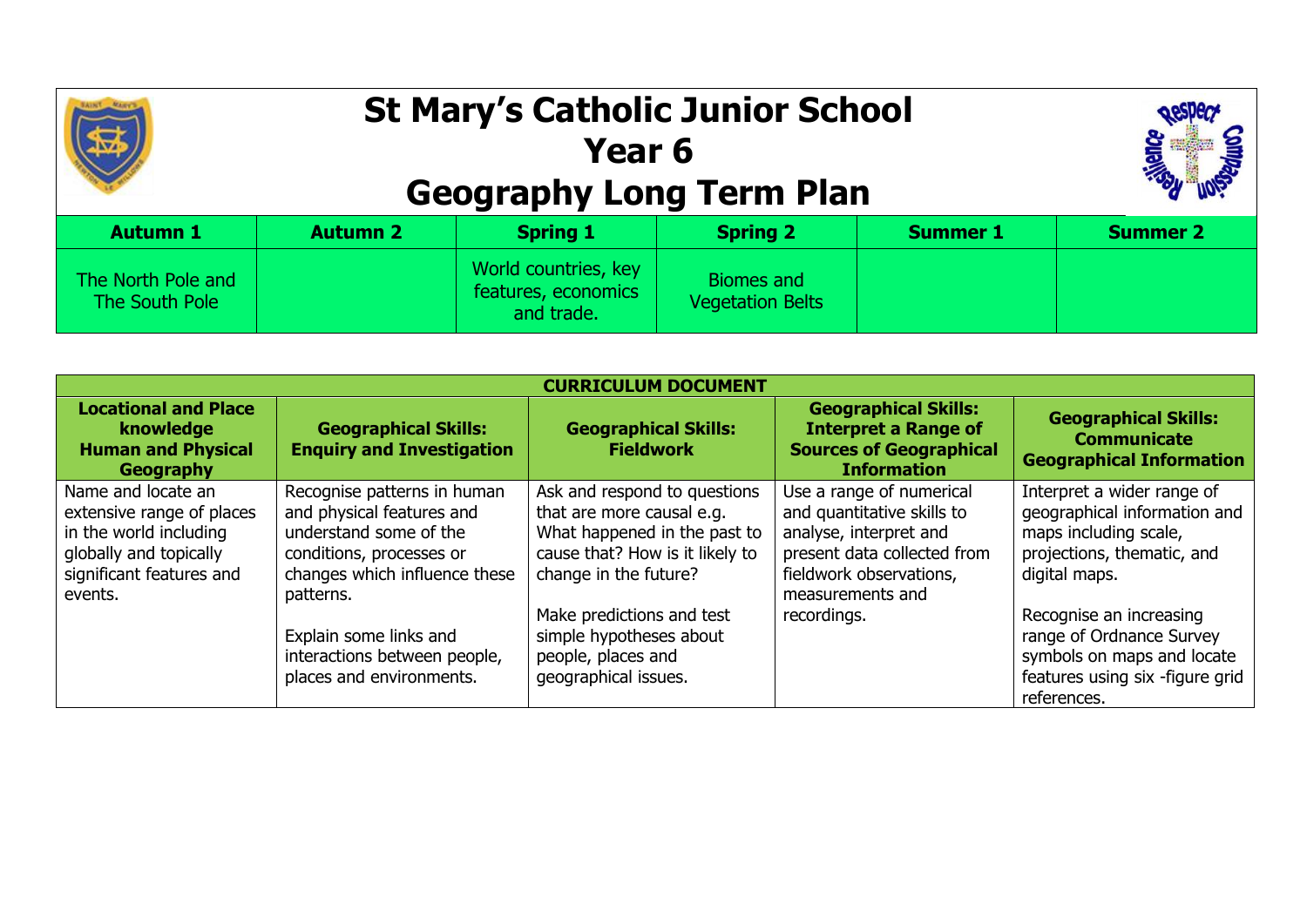# St Mary's Catholic Junior School
## Year 6
## Geography Long Term Plan

| Autumn 1 | Autumn 2 | Spring 1 | Spring 2 | Summer 1 | Summer 2 |
|---|---|---|---|---|---|
| The North Pole and The South Pole | | World countries, key features, economics and trade. | Biomes and Vegetation Belts | | |

| CURRICULUM DOCUMENT | | | | |
|---|---|---|---|---|
| **Locational and Place knowledge Human and Physical Geography** | **Geographical Skills: Enquiry and Investigation** | **Geographical Skills: Fieldwork** | **Geographical Skills: Interpret a Range of Sources of Geographical Information** | **Geographical Skills: Communicate Geographical Information** |
| Name and locate an extensive range of places in the world including globally and topically significant features and events. | Recognise patterns in human and physical features and understand some of the conditions, processes or changes which influence these patterns.<br><br>Explain some links and interactions between people, places and environments. | Ask and respond to questions that are more causal e.g. What happened in the past to cause that? How is it likely to change in the future?<br><br>Make predictions and test simple hypotheses about people, places and geographical issues. | Use a range of numerical and quantitative skills to analyse, interpret and present data collected from fieldwork observations, measurements and recordings. | Interpret a wider range of geographical information and maps including scale, projections, thematic, and digital maps.<br><br>Recognise an increasing range of Ordnance Survey symbols on maps and locate features using six -figure grid references. |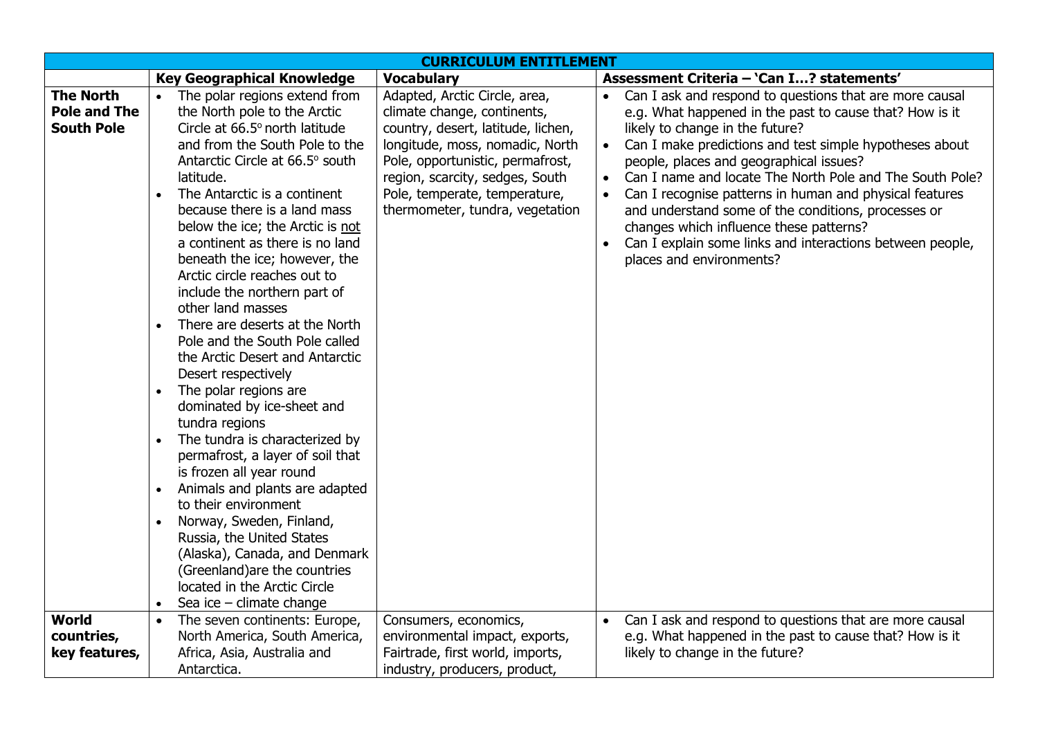| CURRICULUM ENTITLEMENT | | | |
|---|---|---|---|
| | **Key Geographical Knowledge** | **Vocabulary** | **Assessment Criteria – 'Can I…? statements'** |
| **The North Pole and The South Pole** | • The polar regions extend from the North pole to the Arctic Circle at 66.5° north latitude and from the South Pole to the Antarctic Circle at 66.5° south latitude.<br>• The Antarctic is a continent because there is a land mass below the ice; the Arctic is not a continent as there is no land beneath the ice; however, the Arctic circle reaches out to include the northern part of other land masses<br>• There are deserts at the North Pole and the South Pole called the Arctic Desert and Antarctic Desert respectively<br>• The polar regions are dominated by ice-sheet and tundra regions<br>• The tundra is characterized by permafrost, a layer of soil that is frozen all year round<br>• Animals and plants are adapted to their environment<br>• Norway, Sweden, Finland, Russia, the United States (Alaska), Canada, and Denmark (Greenland)are the countries located in the Arctic Circle<br>• Sea ice – climate change | Adapted, Arctic Circle, area, climate change, continents, country, desert, latitude, lichen, longitude, moss, nomadic, North Pole, opportunistic, permafrost, region, scarcity, sedges, South Pole, temperate, temperature, thermometer, tundra, vegetation | • Can I ask and respond to questions that are more causal e.g. What happened in the past to cause that? How is it likely to change in the future?<br>• Can I make predictions and test simple hypotheses about people, places and geographical issues?<br>• Can I name and locate The North Pole and The South Pole?<br>• Can I recognise patterns in human and physical features and understand some of the conditions, processes or changes which influence these patterns?<br>• Can I explain some links and interactions between people, places and environments? |
| **World countries, key features,** | • The seven continents: Europe, North America, South America, Africa, Asia, Australia and Antarctica. | Consumers, economics, environmental impact, exports, Fairtrade, first world, imports, industry, producers, product, | • Can I ask and respond to questions that are more causal e.g. What happened in the past to cause that? How is it likely to change in the future? |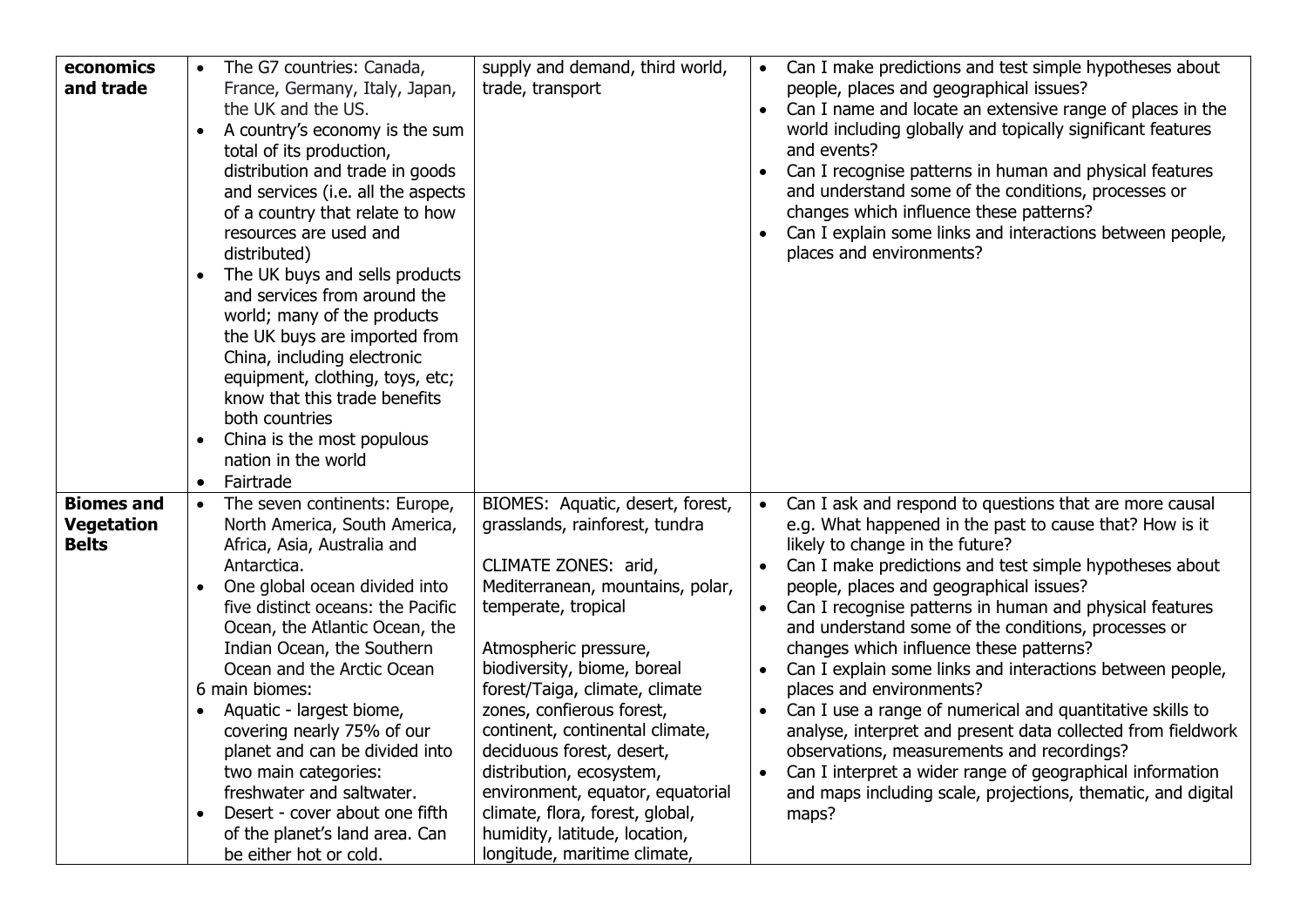| | | | |
|---|---|---|---|
| **economics and trade** | • The G7 countries: Canada, France, Germany, Italy, Japan, the UK and the US.<br>• A country's economy is the sum total of its production, distribution and trade in goods and services (i.e. all the aspects of a country that relate to how resources are used and distributed)<br>• The UK buys and sells products and services from around the world; many of the products the UK buys are imported from China, including electronic equipment, clothing, toys, etc; know that this trade benefits both countries<br>• China is the most populous nation in the world<br>• Fairtrade | supply and demand, third world, trade, transport | • Can I make predictions and test simple hypotheses about people, places and geographical issues?<br>• Can I name and locate an extensive range of places in the world including globally and topically significant features and events?<br>• Can I recognise patterns in human and physical features and understand some of the conditions, processes or changes which influence these patterns?<br>• Can I explain some links and interactions between people, places and environments? |
| **Biomes and Vegetation Belts** | • The seven continents: Europe, North America, South America, Africa, Asia, Australia and Antarctica.<br>• One global ocean divided into five distinct oceans: the Pacific Ocean, the Atlantic Ocean, the Indian Ocean, the Southern Ocean and the Arctic Ocean<br>6 main biomes:<br>• Aquatic - largest biome, covering nearly 75% of our planet and can be divided into two main categories: freshwater and saltwater.<br>• Desert - cover about one fifth of the planet's land area. Can be either hot or cold. | BIOMES: Aquatic, desert, forest, grasslands, rainforest, tundra<br><br>CLIMATE ZONES: arid, Mediterranean, mountains, polar, temperate, tropical<br><br>Atmospheric pressure, biodiversity, biome, boreal forest/Taiga, climate, climate zones, confierous forest, continent, continental climate, deciduous forest, desert, distribution, ecosystem, environment, equator, equatorial climate, flora, forest, global, humidity, latitude, location, longitude, maritime climate, | • Can I ask and respond to questions that are more causal e.g. What happened in the past to cause that? How is it likely to change in the future?<br>• Can I make predictions and test simple hypotheses about people, places and geographical issues?<br>• Can I recognise patterns in human and physical features and understand some of the conditions, processes or changes which influence these patterns?<br>• Can I explain some links and interactions between people, places and environments?<br>• Can I use a range of numerical and quantitative skills to analyse, interpret and present data collected from fieldwork observations, measurements and recordings?<br>• Can I interpret a wider range of geographical information and maps including scale, projections, thematic, and digital maps? |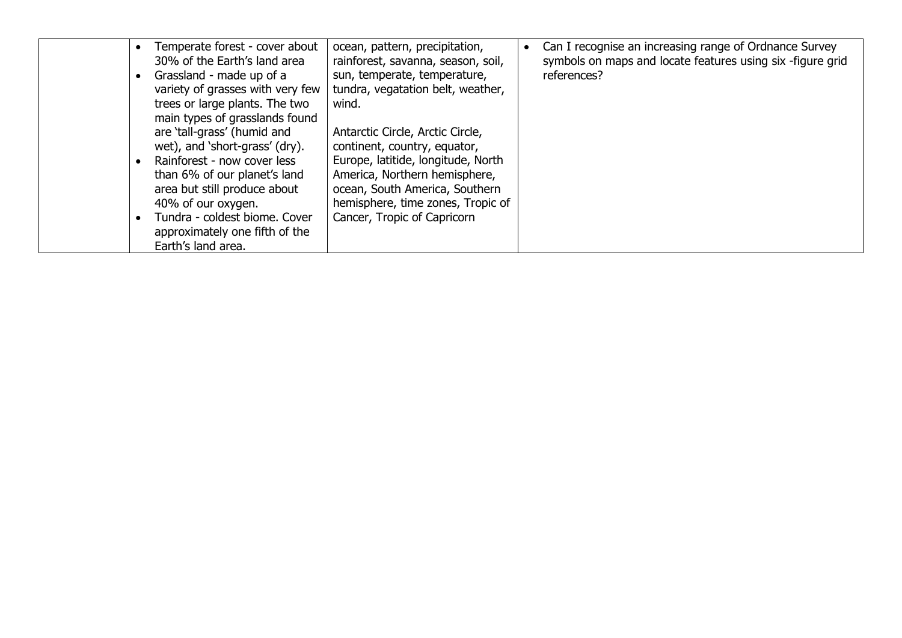| | | | |
|---|---|---|---|
| | • Temperate forest - cover about 30% of the Earth's land area<br>• Grassland - made up of a variety of grasses with very few trees or large plants. The two main types of grasslands found are 'tall-grass' (humid and wet), and 'short-grass' (dry).<br>• Rainforest - now cover less than 6% of our planet's land area but still produce about 40% of our oxygen.<br>• Tundra - coldest biome. Cover approximately one fifth of the Earth's land area. | ocean, pattern, precipitation, rainforest, savanna, season, soil, sun, temperate, temperature, tundra, vegatation belt, weather, wind.<br><br>Antarctic Circle, Arctic Circle, continent, country, equator, Europe, latitide, longitude, North America, Northern hemisphere, ocean, South America, Southern hemisphere, time zones, Tropic of Cancer, Tropic of Capricorn | • Can I recognise an increasing range of Ordnance Survey symbols on maps and locate features using six -figure grid references? |